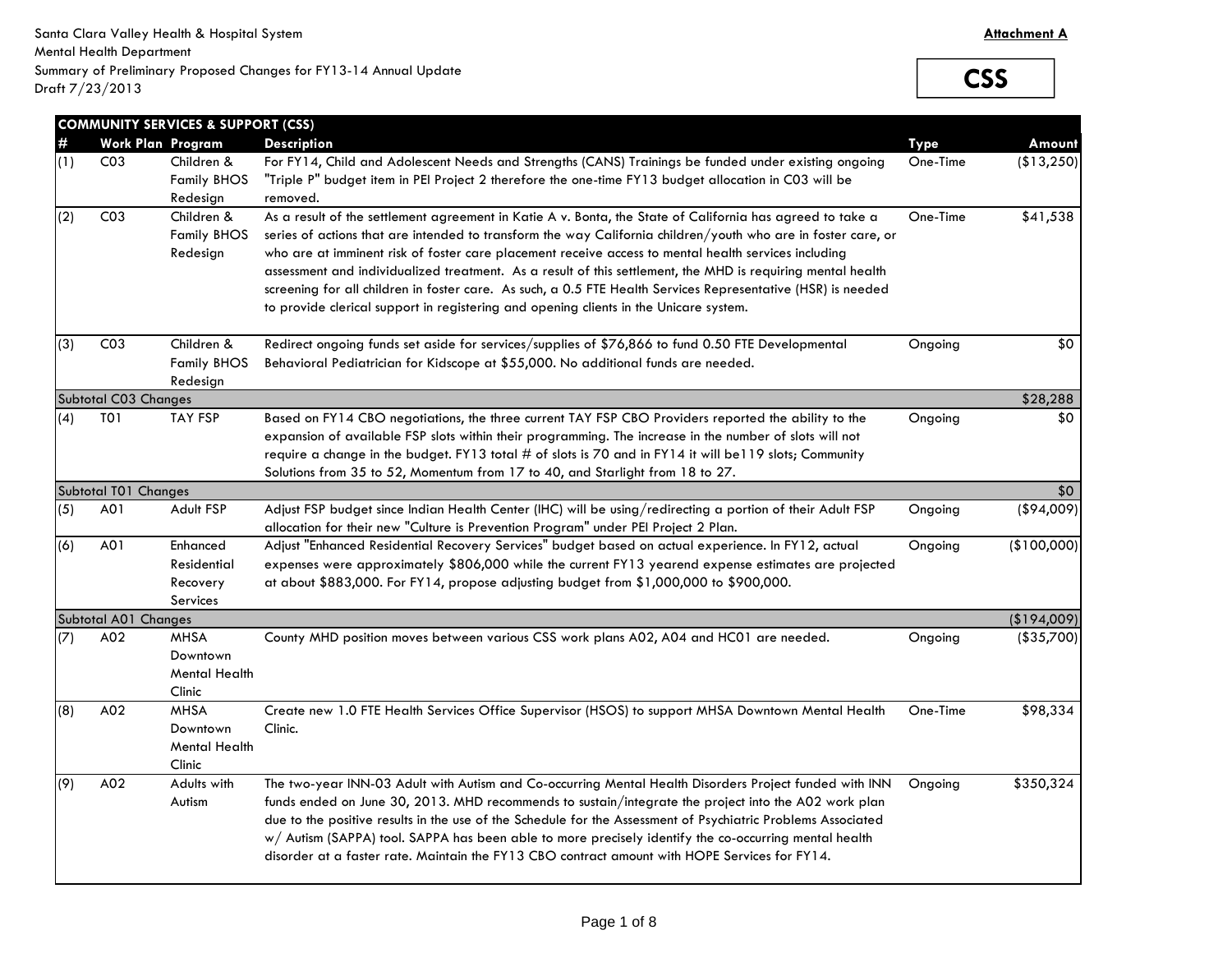Santa Clara Valley Health & Hospital System
Mental Health Department
Summary of Preliminary Proposed Changes for FY13-14 Annual Update
Draft 7/23/2013

**Attachment A**

**CSS**

| # | Work Plan | Program | Description | Type | Amount |
|---|---|---|---|---|---|
| **COMMUNITY SERVICES & SUPPORT (CSS)** | | | | | |
| (1) | C03 | Children & Family BHOS Redesign | For FY14, Child and Adolescent Needs and Strengths (CANS) Trainings be funded under existing ongoing "Triple P" budget item in PEI Project 2 therefore the one-time FY13 budget allocation in C03 will be removed. | One-Time | ($13,250) |
| (2) | C03 | Children & Family BHOS Redesign | As a result of the settlement agreement in Katie A v. Bonta, the State of California has agreed to take a series of actions that are intended to transform the way California children/youth who are in foster care, or who are at imminent risk of foster care placement receive access to mental health services including assessment and individualized treatment. As a result of this settlement, the MHD is requiring mental health screening for all children in foster care. As such, a 0.5 FTE Health Services Representative (HSR) is needed to provide clerical support in registering and opening clients in the Unicare system. | One-Time | $41,538 |
| (3) | C03 | Children & Family BHOS Redesign | Redirect ongoing funds set aside for services/supplies of $76,866 to fund 0.50 FTE Developmental Behavioral Pediatrician for Kidscope at $55,000. No additional funds are needed. | Ongoing | $0 |
| Subtotal C03 Changes | | | | | $28,288 |
| (4) | T01 | TAY FSP | Based on FY14 CBO negotiations, the three current TAY FSP CBO Providers reported the ability to the expansion of available FSP slots within their programming. The increase in the number of slots will not require a change in the budget. FY13 total # of slots is 70 and in FY14 it will be119 slots; Community Solutions from 35 to 52, Momentum from 17 to 40, and Starlight from 18 to 27. | Ongoing | $0 |
| Subtotal T01 Changes | | | | | $0 |
| (5) | A01 | Adult FSP | Adjust FSP budget since Indian Health Center (IHC) will be using/redirecting a portion of their Adult FSP allocation for their new "Culture is Prevention Program" under PEI Project 2 Plan. | Ongoing | ($94,009) |
| (6) | A01 | Enhanced Residential Recovery Services | Adjust "Enhanced Residential Recovery Services" budget based on actual experience. In FY12, actual expenses were approximately $806,000 while the current FY13 yearend expense estimates are projected at about $883,000. For FY14, propose adjusting budget from $1,000,000 to $900,000. | Ongoing | ($100,000) |
| Subtotal A01 Changes | | | | | ($194,009) |
| (7) | A02 | MHSA Downtown Mental Health Clinic | County MHD position moves between various CSS work plans A02, A04 and HC01 are needed. | Ongoing | ($35,700) |
| (8) | A02 | MHSA Downtown Mental Health Clinic | Create new 1.0 FTE Health Services Office Supervisor (HSOS) to support MHSA Downtown Mental Health Clinic. | One-Time | $98,334 |
| (9) | A02 | Adults with Autism | The two-year INN-03 Adult with Autism and Co-occurring Mental Health Disorders Project funded with INN funds ended on June 30, 2013. MHD recommends to sustain/integrate the project into the A02 work plan due to the positive results in the use of the Schedule for the Assessment of Psychiatric Problems Associated w/ Autism (SAPPA) tool. SAPPA has been able to more precisely identify the co-occurring mental health disorder at a faster rate. Maintain the FY13 CBO contract amount with HOPE Services for FY14. | Ongoing | $350,324 |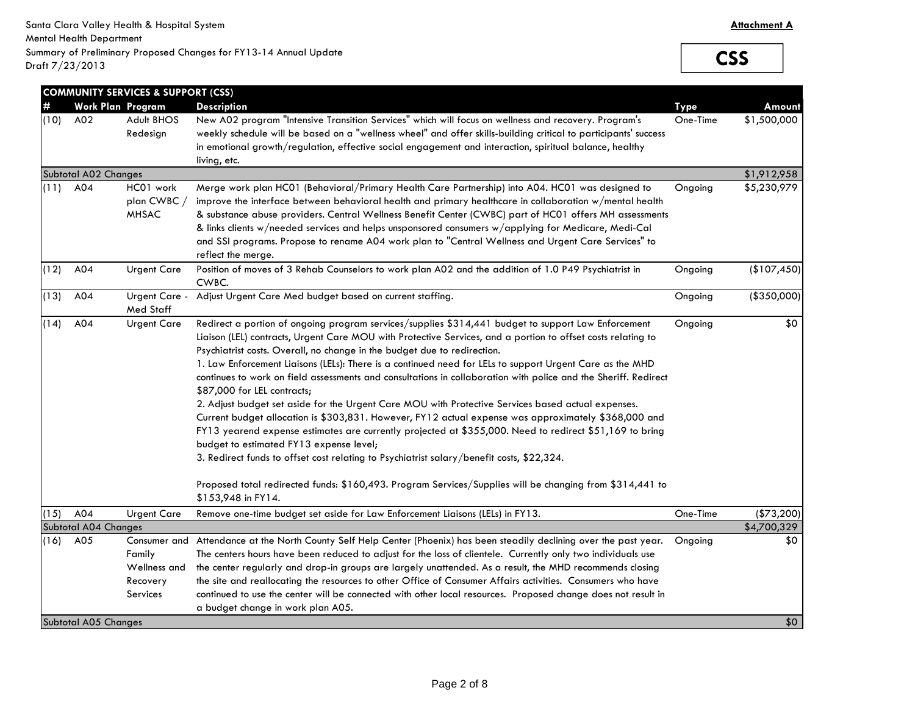Santa Clara Valley Health & Hospital System
Mental Health Department
Summary of Preliminary Proposed Changes for FY13-14 Annual Update
Draft 7/23/2013

**Attachment A**

**CSS**

| **COMMUNITY SERVICES & SUPPORT (CSS)** | | | | | |
|---|---|---|---|---|---|
| **#** | **Work Plan** | **Program** | **Description** | **Type** | **Amount** |
| (10) | A02 | Adult BHOS Redesign | New A02 program "Intensive Transition Services" which will focus on wellness and recovery. Program's weekly schedule will be based on a "wellness wheel" and offer skills-building critical to participants' success in emotional growth/regulation, effective social engagement and interaction, spiritual balance, healthy living, etc. | One-Time | $1,500,000 |
| Subtotal A02 Changes | | | | | $1,912,958 |
| (11) | A04 | HC01 work plan CWBC / MHSAC | Merge work plan HC01 (Behavioral/Primary Health Care Partnership) into A04. HC01 was designed to improve the interface between behavioral health and primary healthcare in collaboration w/mental health & substance abuse providers. Central Wellness Benefit Center (CWBC) part of HC01 offers MH assessments & links clients w/needed services and helps unsponsored consumers w/applying for Medicare, Medi-Cal and SSI programs. Propose to rename A04 work plan to "Central Wellness and Urgent Care Services" to reflect the merge. | Ongoing | $5,230,979 |
| (12) | A04 | Urgent Care | Position of moves of 3 Rehab Counselors to work plan A02 and the addition of 1.0 P49 Psychiatrist in CWBC. | Ongoing | ($107,450) |
| (13) | A04 | Urgent Care - Med Staff | Adjust Urgent Care Med budget based on current staffing. | Ongoing | ($350,000) |
| (14) | A04 | Urgent Care | Redirect a portion of ongoing program services/supplies $314,441 budget to support Law Enforcement Liaison (LEL) contracts, Urgent Care MOU with Protective Services, and a portion to offset costs relating to Psychiatrist costs. Overall, no change in the budget due to redirection.<br>1. Law Enforcement Liaisons (LELs): There is a continued need for LELs to support Urgent Care as the MHD continues to work on field assessments and consultations in collaboration with police and the Sheriff. Redirect $87,000 for LEL contracts;<br>2. Adjust budget set aside for the Urgent Care MOU with Protective Services based actual expenses. Current budget allocation is $303,831. However, FY12 actual expense was approximately $368,000 and FY13 yearend expense estimates are currently projected at $355,000. Need to redirect $51,169 to bring budget to estimated FY13 expense level;<br>3. Redirect funds to offset cost relating to Psychiatrist salary/benefit costs, $22,324.<br><br>Proposed total redirected funds: $160,493. Program Services/Supplies will be changing from $314,441 to $153,948 in FY14. | Ongoing | $0 |
| (15) | A04 | Urgent Care | Remove one-time budget set aside for Law Enforcement Liaisons (LELs) in FY13. | One-Time | ($73,200) |
| Subtotal A04 Changes | | | | | $4,700,329 |
| (16) | A05 | Consumer and Family Wellness and Recovery Services | Attendance at the North County Self Help Center (Phoenix) has been steadily declining over the past year. The centers hours have been reduced to adjust for the loss of clientele. Currently only two individuals use the center regularly and drop-in groups are largely unattended. As a result, the MHD recommends closing the site and reallocating the resources to other Office of Consumer Affairs activities. Consumers who have continued to use the center will be connected with other local resources. Proposed change does not result in a budget change in work plan A05. | Ongoing | $0 |
| Subtotal A05 Changes | | | | | $0 |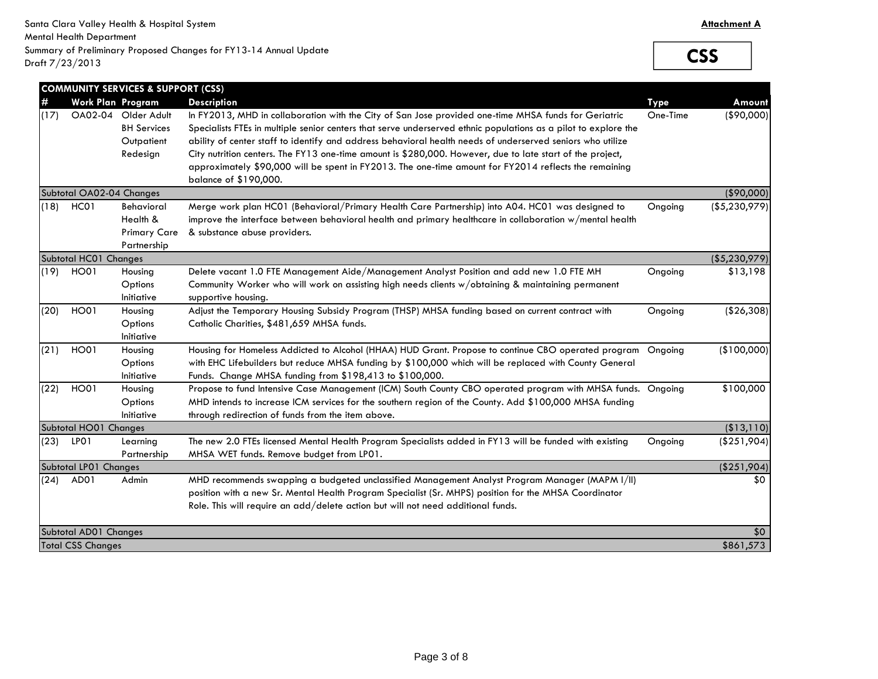Santa Clara Valley Health & Hospital System
Mental Health Department
Summary of Preliminary Proposed Changes for FY13-14 Annual Update
Draft 7/23/2013

**Attachment A**

**CSS**

| **COMMUNITY SERVICES & SUPPORT (CSS)** | | | | | |
|---|---|---|---|---|---|
| **#** | **Work Plan** | **Program** | **Description** | **Type** | **Amount** |
| (17) | OA02-04 | Older Adult BH Services Outpatient Redesign | In FY2013, MHD in collaboration with the City of San Jose provided one-time MHSA funds for Geriatric Specialists FTEs in multiple senior centers that serve underserved ethnic populations as a pilot to explore the ability of center staff to identify and address behavioral health needs of underserved seniors who utilize City nutrition centers. The FY13 one-time amount is $280,000. However, due to late start of the project, approximately $90,000 will be spent in FY2013. The one-time amount for FY2014 reflects the remaining balance of $190,000. | One-Time | ($90,000) |
| Subtotal OA02-04 Changes | | | | | ($90,000) |
| (18) | HC01 | Behavioral Health & Primary Care Partnership | Merge work plan HC01 (Behavioral/Primary Health Care Partnership) into A04. HC01 was designed to improve the interface between behavioral health and primary healthcare in collaboration w/mental health & substance abuse providers. | Ongoing | ($5,230,979) |
| Subtotal HC01 Changes | | | | | ($5,230,979) |
| (19) | HO01 | Housing Options Initiative | Delete vacant 1.0 FTE Management Aide/Management Analyst Position and add new 1.0 FTE MH Community Worker who will work on assisting high needs clients w/obtaining & maintaining permanent supportive housing. | Ongoing | $13,198 |
| (20) | HO01 | Housing Options Initiative | Adjust the Temporary Housing Subsidy Program (THSP) MHSA funding based on current contract with Catholic Charities, $481,659 MHSA funds. | Ongoing | ($26,308) |
| (21) | HO01 | Housing Options Initiative | Housing for Homeless Addicted to Alcohol (HHAA) HUD Grant. Propose to continue CBO operated program with EHC Lifebuilders but reduce MHSA funding by $100,000 which will be replaced with County General Funds. Change MHSA funding from $198,413 to $100,000. | Ongoing | ($100,000) |
| (22) | HO01 | Housing Options Initiative | Propose to fund Intensive Case Management (ICM) South County CBO operated program with MHSA funds. MHD intends to increase ICM services for the southern region of the County. Add $100,000 MHSA funding through redirection of funds from the item above. | Ongoing | $100,000 |
| Subtotal HO01 Changes | | | | | ($13,110) |
| (23) | LP01 | Learning Partnership | The new 2.0 FTEs licensed Mental Health Program Specialists added in FY13 will be funded with existing MHSA WET funds. Remove budget from LP01. | Ongoing | ($251,904) |
| Subtotal LP01 Changes | | | | | ($251,904) |
| (24) | AD01 | Admin | MHD recommends swapping a budgeted unclassified Management Analyst Program Manager (MAPM I/II) position with a new Sr. Mental Health Program Specialist (Sr. MHPS) position for the MHSA Coordinator Role. This will require an add/delete action but will not need additional funds. | | $0 |
| Subtotal AD01 Changes | | | | | $0 |
| Total CSS Changes | | | | | $861,573 |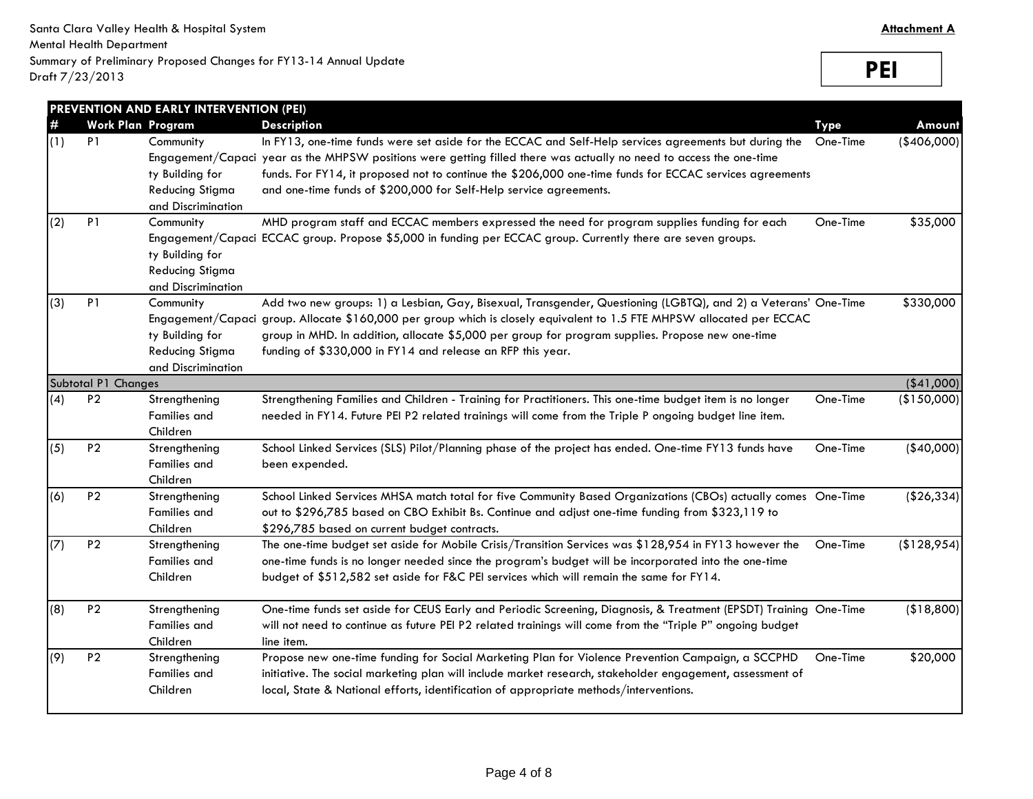Santa Clara Valley Health & Hospital System
Mental Health Department
Summary of Preliminary Proposed Changes for FY13-14 Annual Update
Draft 7/23/2013

**Attachment A**

**PEI**

| PREVENTION AND EARLY INTERVENTION (PEI) | | | | | |
|---|---|---|---|---|---|
| **#** | **Work Plan** | **Program** | **Description** | **Type** | **Amount** |
| (1) | P1 | Community Engagement/Capacity Building for Reducing Stigma and Discrimination | In FY13, one-time funds were set aside for the ECCAC and Self-Help services agreements but during the year as the MHPSW positions were getting filled there was actually no need to access the one-time funds. For FY14, it proposed not to continue the $206,000 one-time funds for ECCAC services agreements and one-time funds of $200,000 for Self-Help service agreements. | One-Time | ($406,000) |
| (2) | P1 | Community Engagement/Capacity Building for Reducing Stigma and Discrimination | MHD program staff and ECCAC members expressed the need for program supplies funding for each ECCAC group. Propose $5,000 in funding per ECCAC group. Currently there are seven groups. | One-Time | $35,000 |
| (3) | P1 | Community Engagement/Capacity Building for Reducing Stigma and Discrimination | Add two new groups: 1) a Lesbian, Gay, Bisexual, Transgender, Questioning (LGBTQ), and 2) a Veterans' group. Allocate $160,000 per group which is closely equivalent to 1.5 FTE MHPSW allocated per ECCAC group in MHD. In addition, allocate $5,000 per group for program supplies. Propose new one-time funding of $330,000 in FY14 and release an RFP this year. | One-Time | $330,000 |
| Subtotal P1 Changes | | | | | ($41,000) |
| (4) | P2 | Strengthening Families and Children | Strengthening Families and Children - Training for Practitioners. This one-time budget item is no longer needed in FY14. Future PEI P2 related trainings will come from the Triple P ongoing budget line item. | One-Time | ($150,000) |
| (5) | P2 | Strengthening Families and Children | School Linked Services (SLS) Pilot/Planning phase of the project has ended. One-time FY13 funds have been expended. | One-Time | ($40,000) |
| (6) | P2 | Strengthening Families and Children | School Linked Services MHSA match total for five Community Based Organizations (CBOs) actually comes out to $296,785 based on CBO Exhibit Bs. Continue and adjust one-time funding from $323,119 to $296,785 based on current budget contracts. | One-Time | ($26,334) |
| (7) | P2 | Strengthening Families and Children | The one-time budget set aside for Mobile Crisis/Transition Services was $128,954 in FY13 however the one-time funds is no longer needed since the program's budget will be incorporated into the one-time budget of $512,582 set aside for F&C PEI services which will remain the same for FY14. | One-Time | ($128,954) |
| (8) | P2 | Strengthening Families and Children | One-time funds set aside for CEUS Early and Periodic Screening, Diagnosis, & Treatment (EPSDT) Training will not need to continue as future PEI P2 related trainings will come from the "Triple P" ongoing budget line item. | One-Time | ($18,800) |
| (9) | P2 | Strengthening Families and Children | Propose new one-time funding for Social Marketing Plan for Violence Prevention Campaign, a SCCPHD initiative. The social marketing plan will include market research, stakeholder engagement, assessment of local, State & National efforts, identification of appropriate methods/interventions. | One-Time | $20,000 |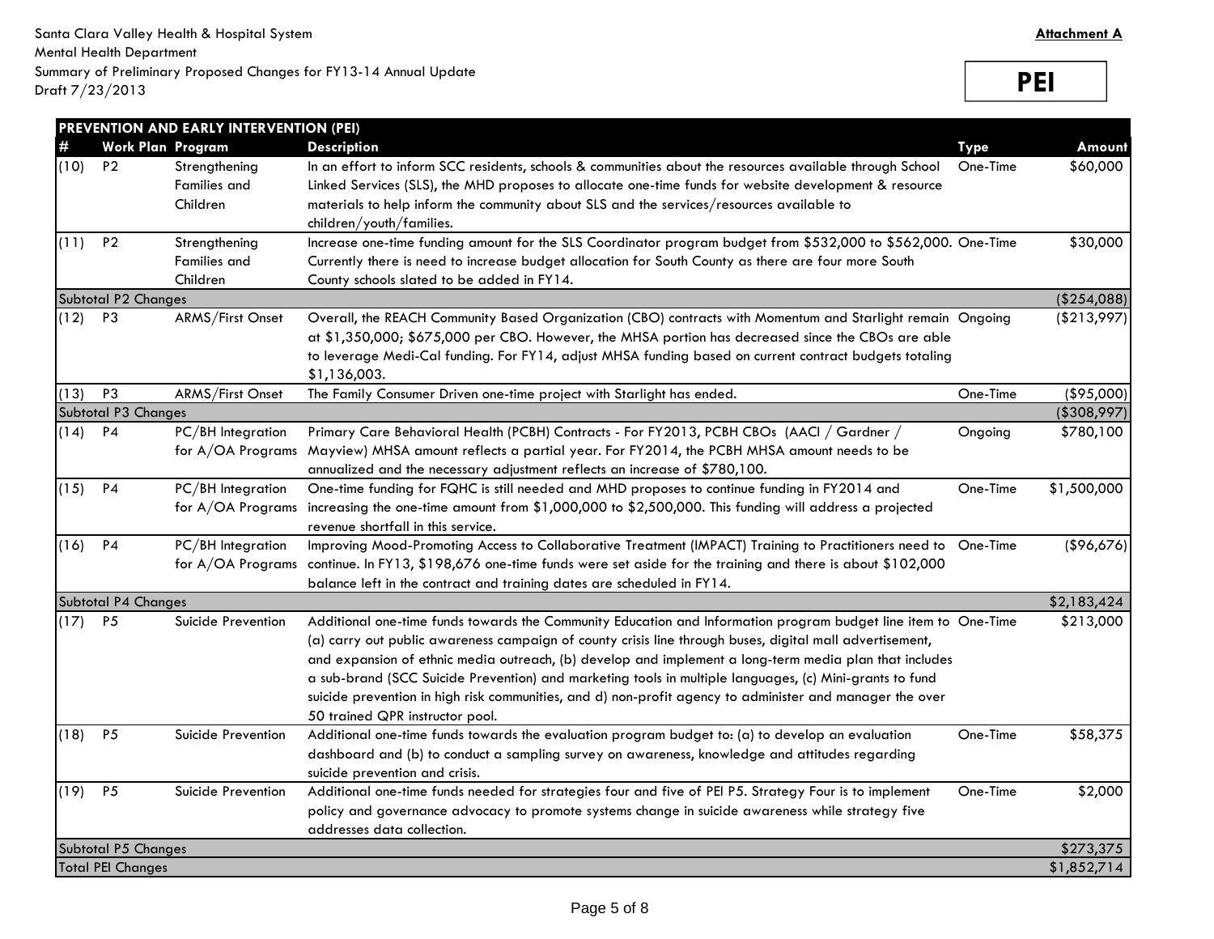Santa Clara Valley Health & Hospital System
Mental Health Department
Summary of Preliminary Proposed Changes for FY13-14 Annual Update
Draft 7/23/2013

**Attachment A**

**PEI**

| **PREVENTION AND EARLY INTERVENTION (PEI)** | | | | | |
|---|---|---|---|---|---|
| **#** | **Work Plan** | **Program** | **Description** | **Type** | **Amount** |
| (10) | P2 | Strengthening Families and Children | In an effort to inform SCC residents, schools & communities about the resources available through School Linked Services (SLS), the MHD proposes to allocate one-time funds for website development & resource materials to help inform the community about SLS and the services/resources available to children/youth/families. | One-Time | $60,000 |
| (11) | P2 | Strengthening Families and Children | Increase one-time funding amount for the SLS Coordinator program budget from $532,000 to $562,000. Currently there is need to increase budget allocation for South County as there are four more South County schools slated to be added in FY14. | One-Time | $30,000 |
| Subtotal P2 Changes | | | | | ($254,088) |
| (12) | P3 | ARMS/First Onset | Overall, the REACH Community Based Organization (CBO) contracts with Momentum and Starlight remain at $1,350,000; $675,000 per CBO. However, the MHSA portion has decreased since the CBOs are able to leverage Medi-Cal funding. For FY14, adjust MHSA funding based on current contract budgets totaling $1,136,003. | Ongoing | ($213,997) |
| (13) | P3 | ARMS/First Onset | The Family Consumer Driven one-time project with Starlight has ended. | One-Time | ($95,000) |
| Subtotal P3 Changes | | | | | ($308,997) |
| (14) | P4 | PC/BH Integration for A/OA Programs | Primary Care Behavioral Health (PCBH) Contracts - For FY2013, PCBH CBOs (AACI / Gardner / Mayview) MHSA amount reflects a partial year. For FY2014, the PCBH MHSA amount needs to be annualized and the necessary adjustment reflects an increase of $780,100. | Ongoing | $780,100 |
| (15) | P4 | PC/BH Integration for A/OA Programs | One-time funding for FQHC is still needed and MHD proposes to continue funding in FY2014 and increasing the one-time amount from $1,000,000 to $2,500,000. This funding will address a projected revenue shortfall in this service. | One-Time | $1,500,000 |
| (16) | P4 | PC/BH Integration for A/OA Programs | Improving Mood-Promoting Access to Collaborative Treatment (IMPACT) Training to Practitioners need to continue. In FY13, $198,676 one-time funds were set aside for the training and there is about $102,000 balance left in the contract and training dates are scheduled in FY14. | One-Time | ($96,676) |
| Subtotal P4 Changes | | | | | $2,183,424 |
| (17) | P5 | Suicide Prevention | Additional one-time funds towards the Community Education and Information program budget line item to (a) carry out public awareness campaign of county crisis line through buses, digital mall advertisement, and expansion of ethnic media outreach, (b) develop and implement a long-term media plan that includes a sub-brand (SCC Suicide Prevention) and marketing tools in multiple languages, (c) Mini-grants to fund suicide prevention in high risk communities, and d) non-profit agency to administer and manager the over 50 trained QPR instructor pool. | One-Time | $213,000 |
| (18) | P5 | Suicide Prevention | Additional one-time funds towards the evaluation program budget to: (a) to develop an evaluation dashboard and (b) to conduct a sampling survey on awareness, knowledge and attitudes regarding suicide prevention and crisis. | One-Time | $58,375 |
| (19) | P5 | Suicide Prevention | Additional one-time funds needed for strategies four and five of PEI P5. Strategy Four is to implement policy and governance advocacy to promote systems change in suicide awareness while strategy five addresses data collection. | One-Time | $2,000 |
| Subtotal P5 Changes | | | | | $273,375 |
| Total PEI Changes | | | | | $1,852,714 |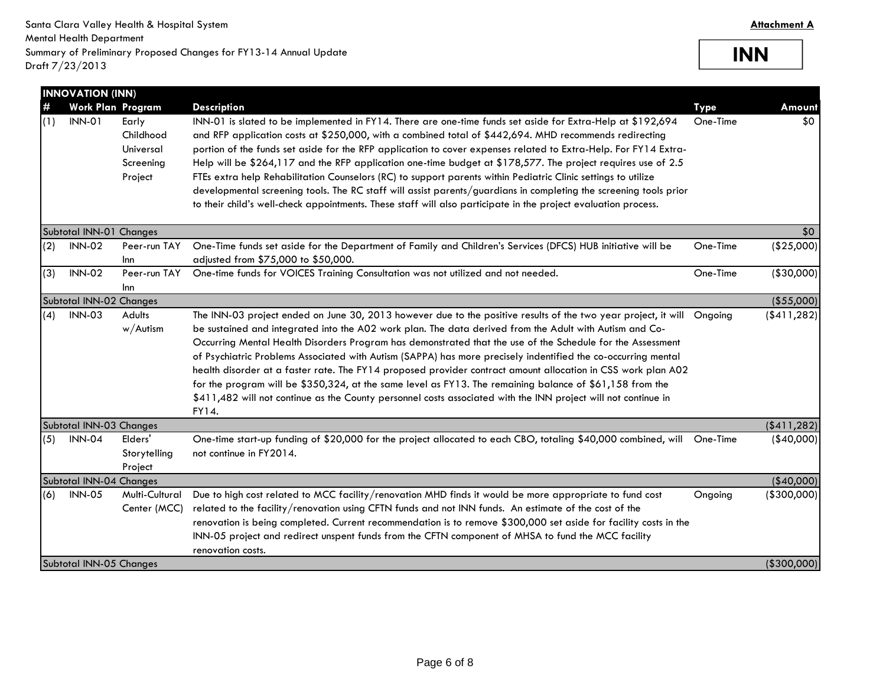Santa Clara Valley Health & Hospital System
Mental Health Department
Summary of Preliminary Proposed Changes for FY13-14 Annual Update
Draft 7/23/2013

**Attachment A**

**INN**

| **INNOVATION (INN)** | | | | | |
|---|---|---|---|---|---|
| **#** | **Work Plan** | **Program** | **Description** | **Type** | **Amount** |
| (1) | INN-01 | Early Childhood Universal Screening Project | INN-01 is slated to be implemented in FY14. There are one-time funds set aside for Extra-Help at $192,694 and RFP application costs at $250,000, with a combined total of $442,694. MHD recommends redirecting portion of the funds set aside for the RFP application to cover expenses related to Extra-Help. For FY14 Extra-Help will be $264,117 and the RFP application one-time budget at $178,577. The project requires use of 2.5 FTEs extra help Rehabilitation Counselors (RC) to support parents within Pediatric Clinic settings to utilize developmental screening tools. The RC staff will assist parents/guardians in completing the screening tools prior to their child's well-check appointments. These staff will also participate in the project evaluation process. | One-Time | $0 |
| Subtotal INN-01 Changes | | | | | $0 |
| (2) | INN-02 | Peer-run TAY Inn | One-Time funds set aside for the Department of Family and Children's Services (DFCS) HUB initiative will be adjusted from $75,000 to $50,000. | One-Time | ($25,000) |
| (3) | INN-02 | Peer-run TAY Inn | One-time funds for VOICES Training Consultation was not utilized and not needed. | One-Time | ($30,000) |
| Subtotal INN-02 Changes | | | | | ($55,000) |
| (4) | INN-03 | Adults w/Autism | The INN-03 project ended on June 30, 2013 however due to the positive results of the two year project, it will be sustained and integrated into the A02 work plan. The data derived from the Adult with Autism and Co-Occurring Mental Health Disorders Program has demonstrated that the use of the Schedule for the Assessment of Psychiatric Problems Associated with Autism (SAPPA) has more precisely indentified the co-occurring mental health disorder at a faster rate. The FY14 proposed provider contract amount allocation in CSS work plan A02 for the program will be $350,324, at the same level as FY13. The remaining balance of $61,158 from the $411,482 will not continue as the County personnel costs associated with the INN project will not continue in FY14. | Ongoing | ($411,282) |
| Subtotal INN-03 Changes | | | | | ($411,282) |
| (5) | INN-04 | Elders' Storytelling Project | One-time start-up funding of $20,000 for the project allocated to each CBO, totaling $40,000 combined, will not continue in FY2014. | One-Time | ($40,000) |
| Subtotal INN-04 Changes | | | | | ($40,000) |
| (6) | INN-05 | Multi-Cultural Center (MCC) | Due to high cost related to MCC facility/renovation MHD finds it would be more appropriate to fund cost related to the facility/renovation using CFTN funds and not INN funds. An estimate of the cost of the renovation is being completed. Current recommendation is to remove $300,000 set aside for facility costs in the INN-05 project and redirect unspent funds from the CFTN component of MHSA to fund the MCC facility renovation costs. | Ongoing | ($300,000) |
| Subtotal INN-05 Changes | | | | | ($300,000) |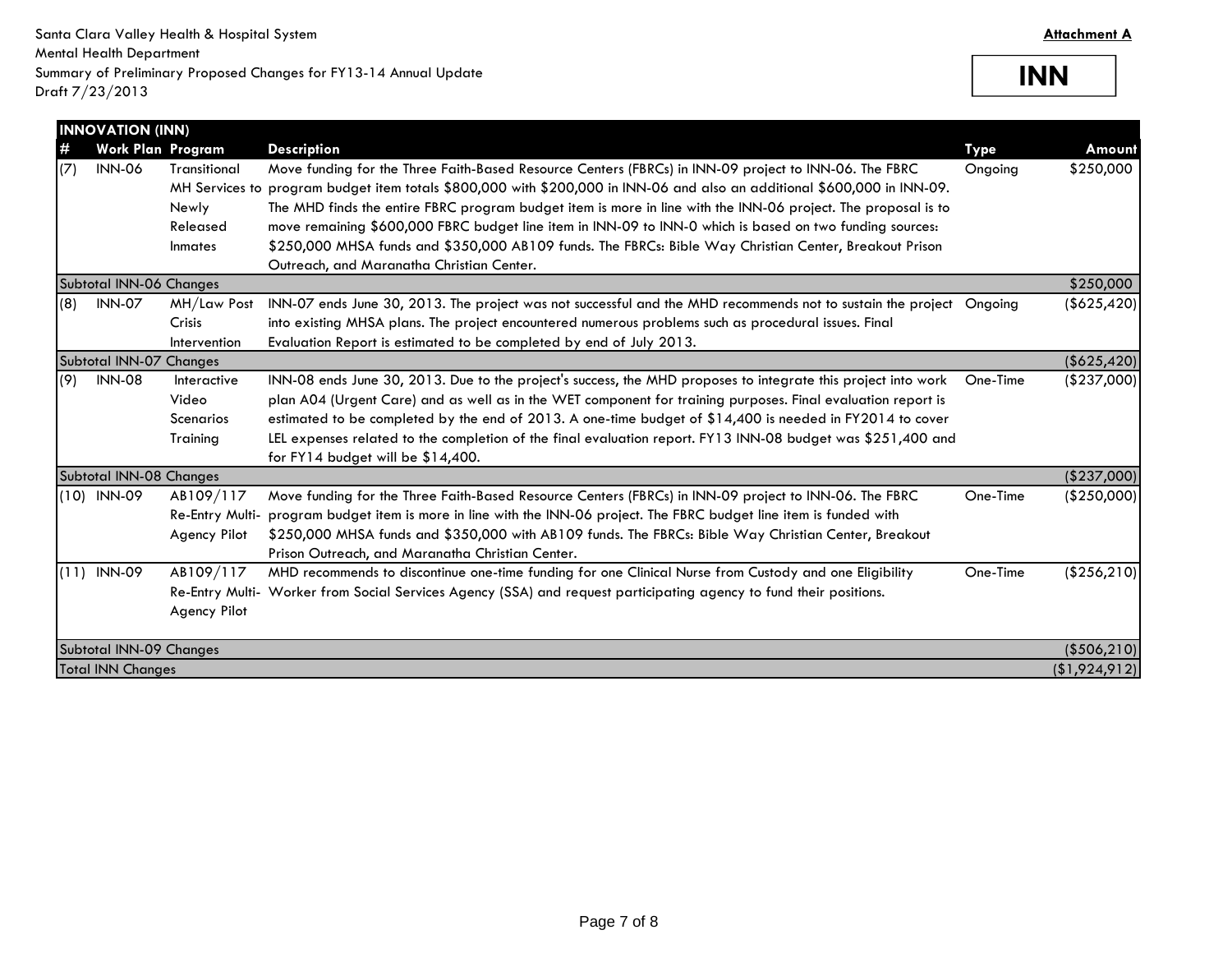Santa Clara Valley Health & Hospital System
Mental Health Department
Summary of Preliminary Proposed Changes for FY13-14 Annual Update
Draft 7/23/2013

**Attachment A**

**INN**

| **INNOVATION (INN)** | | | | | |
|---|---|---|---|---|---|
| **#** | **Work Plan** | **Program** | **Description** | **Type** | **Amount** |
| (7) | INN-06 | Transitional MH Services to Newly Released Inmates | Move funding for the Three Faith-Based Resource Centers (FBRCs) in INN-09 project to INN-06. The FBRC program budget item totals $800,000 with $200,000 in INN-06 and also an additional $600,000 in INN-09. The MHD finds the entire FBRC program budget item is more in line with the INN-06 project. The proposal is to move remaining $600,000 FBRC budget line item in INN-09 to INN-0 which is based on two funding sources: $250,000 MHSA funds and $350,000 AB109 funds. The FBRCs: Bible Way Christian Center, Breakout Prison Outreach, and Maranatha Christian Center. | Ongoing | $250,000 |
| Subtotal INN-06 Changes | | | | | $250,000 |
| (8) | INN-07 | MH/Law Post Crisis Intervention | INN-07 ends June 30, 2013. The project was not successful and the MHD recommends not to sustain the project into existing MHSA plans. The project encountered numerous problems such as procedural issues. Final Evaluation Report is estimated to be completed by end of July 2013. | Ongoing | ($625,420) |
| Subtotal INN-07 Changes | | | | | ($625,420) |
| (9) | INN-08 | Interactive Video Scenarios Training | INN-08 ends June 30, 2013. Due to the project's success, the MHD proposes to integrate this project into work plan A04 (Urgent Care) and as well as in the WET component for training purposes. Final evaluation report is estimated to be completed by the end of 2013. A one-time budget of $14,400 is needed in FY2014 to cover LEL expenses related to the completion of the final evaluation report. FY13 INN-08 budget was $251,400 and for FY14 budget will be $14,400. | One-Time | ($237,000) |
| Subtotal INN-08 Changes | | | | | ($237,000) |
| (10) | INN-09 | AB109/117 Re-Entry Multi-Agency Pilot | Move funding for the Three Faith-Based Resource Centers (FBRCs) in INN-09 project to INN-06. The FBRC program budget item is more in line with the INN-06 project. The FBRC budget line item is funded with $250,000 MHSA funds and $350,000 with AB109 funds. The FBRCs: Bible Way Christian Center, Breakout Prison Outreach, and Maranatha Christian Center. | One-Time | ($250,000) |
| (11) | INN-09 | AB109/117 Re-Entry Multi-Agency Pilot | MHD recommends to discontinue one-time funding for one Clinical Nurse from Custody and one Eligibility Worker from Social Services Agency (SSA) and request participating agency to fund their positions. | One-Time | ($256,210) |
| Subtotal INN-09 Changes | | | | | ($506,210) |
| Total INN Changes | | | | | ($1,924,912) |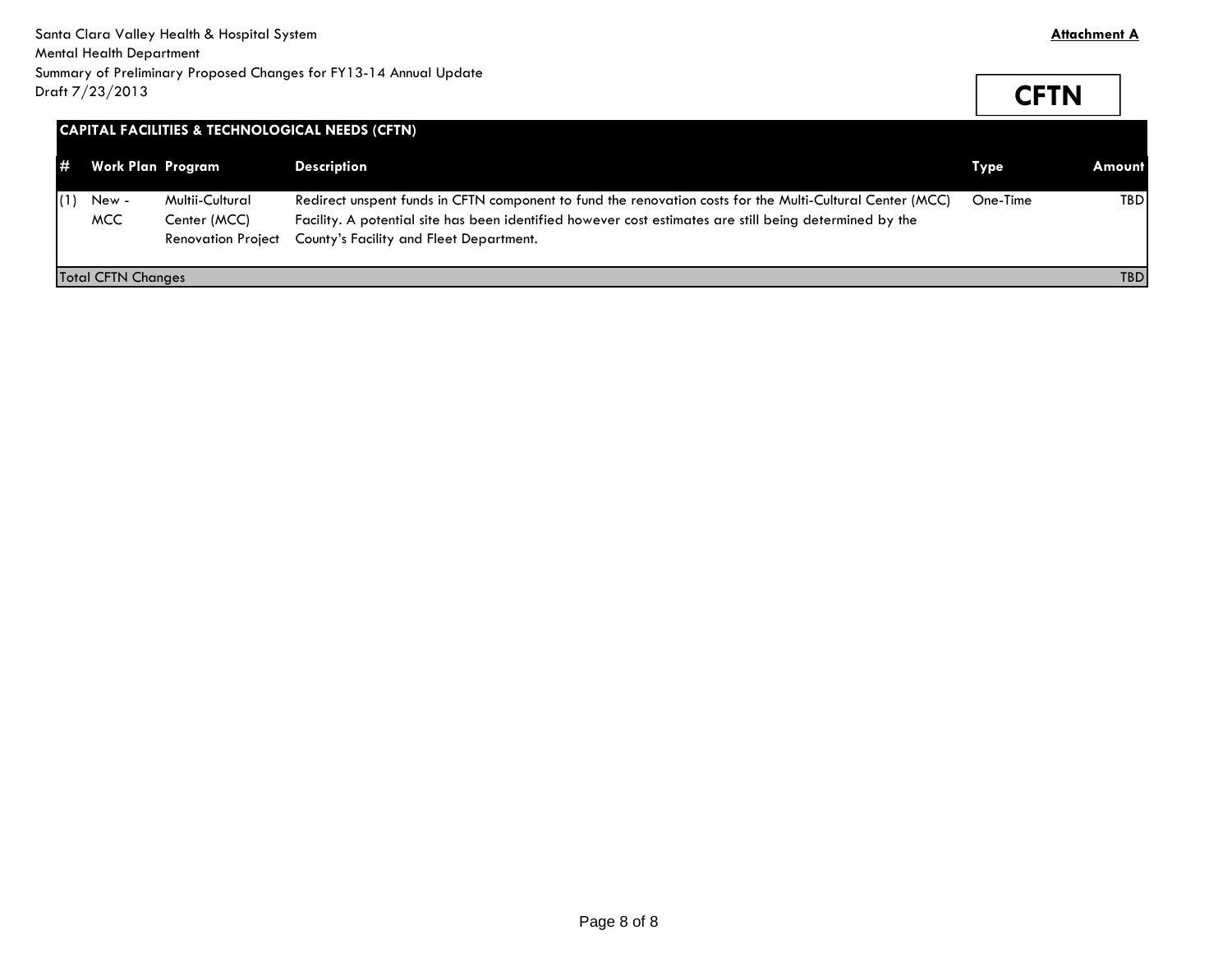Santa Clara Valley Health & Hospital System
Mental Health Department
Summary of Preliminary Proposed Changes for FY13-14 Annual Update
Draft 7/23/2013

**Attachment A**

**CFTN**

**CAPITAL FACILITIES & TECHNOLOGICAL NEEDS (CFTN)**

| # | Work Plan | Program | Description | Type | Amount |
|---|---|---|---|---|---|
| (1) | New - MCC | Multii-Cultural Center (MCC) Renovation Project | Redirect unspent funds in CFTN component to fund the renovation costs for the Multi-Cultural Center (MCC) Facility. A potential site has been identified however cost estimates are still being determined by the County's Facility and Fleet Department. | One-Time | TBD |
| Total CFTN Changes | | | | | TBD |